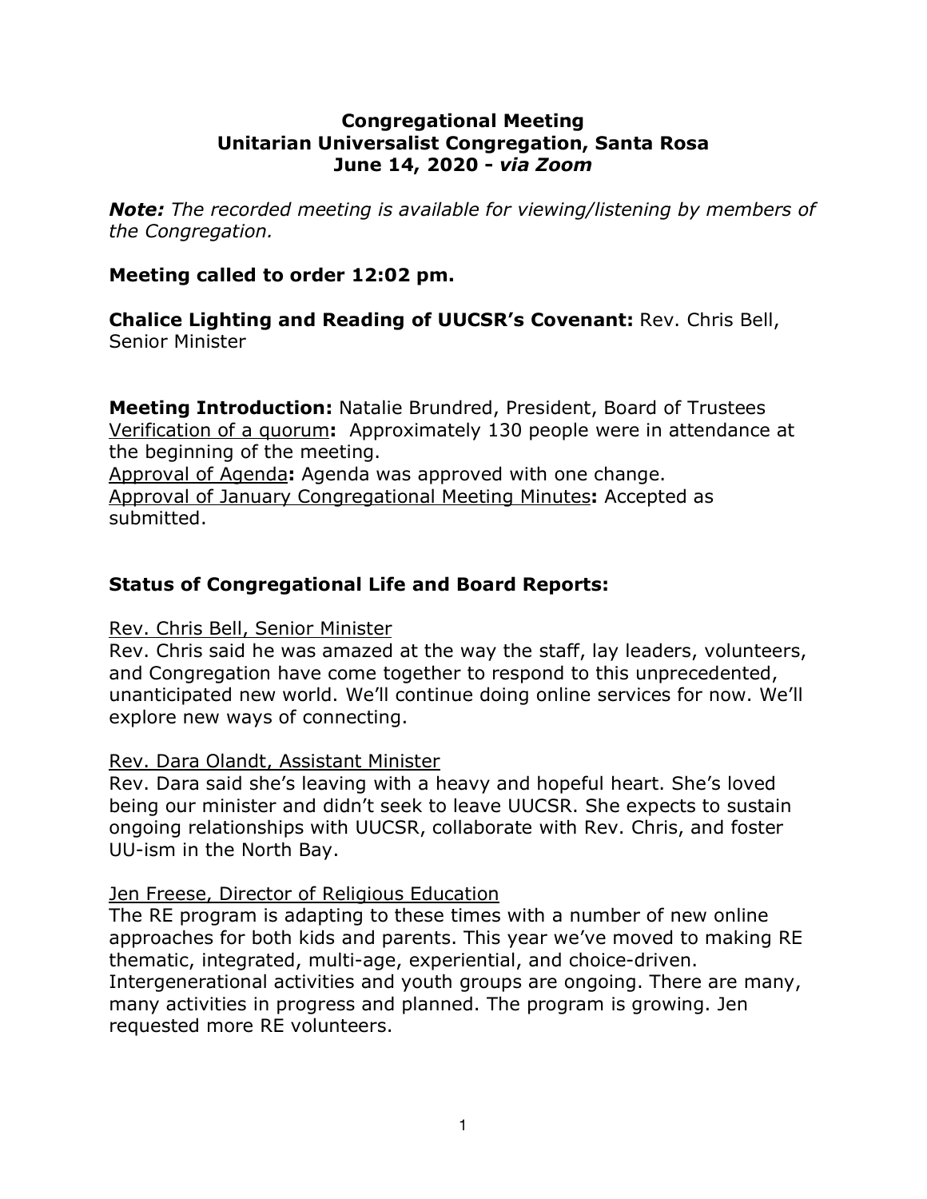# Congregational Meeting
# Unitarian Universalist Congregation, Santa Rosa
# June 14, 2020 - *via Zoom*

***Note:*** *The recorded meeting is available for viewing/listening by members of the Congregation.*

**Meeting called to order 12:02 pm.**

**Chalice Lighting and Reading of UUCSR's Covenant:** Rev. Chris Bell, Senior Minister

**Meeting Introduction:** Natalie Brundred, President, Board of Trustees
<u>Verification of a quorum</u>**:** Approximately 130 people were in attendance at the beginning of the meeting.
<u>Approval of Agenda</u>**:** Agenda was approved with one change.
<u>Approval of January Congregational Meeting Minutes</u>**:** Accepted as submitted.

## Status of Congregational Life and Board Reports:

<u>Rev. Chris Bell, Senior Minister</u>
Rev. Chris said he was amazed at the way the staff, lay leaders, volunteers, and Congregation have come together to respond to this unprecedented, unanticipated new world. We'll continue doing online services for now. We'll explore new ways of connecting.

<u>Rev. Dara Olandt, Assistant Minister</u>
Rev. Dara said she's leaving with a heavy and hopeful heart. She's loved being our minister and didn't seek to leave UUCSR. She expects to sustain ongoing relationships with UUCSR, collaborate with Rev. Chris, and foster UU-ism in the North Bay.

<u>Jen Freese, Director of Religious Education</u>
The RE program is adapting to these times with a number of new online approaches for both kids and parents. This year we've moved to making RE thematic, integrated, multi-age, experiential, and choice-driven. Intergenerational activities and youth groups are ongoing. There are many, many activities in progress and planned. The program is growing. Jen requested more RE volunteers.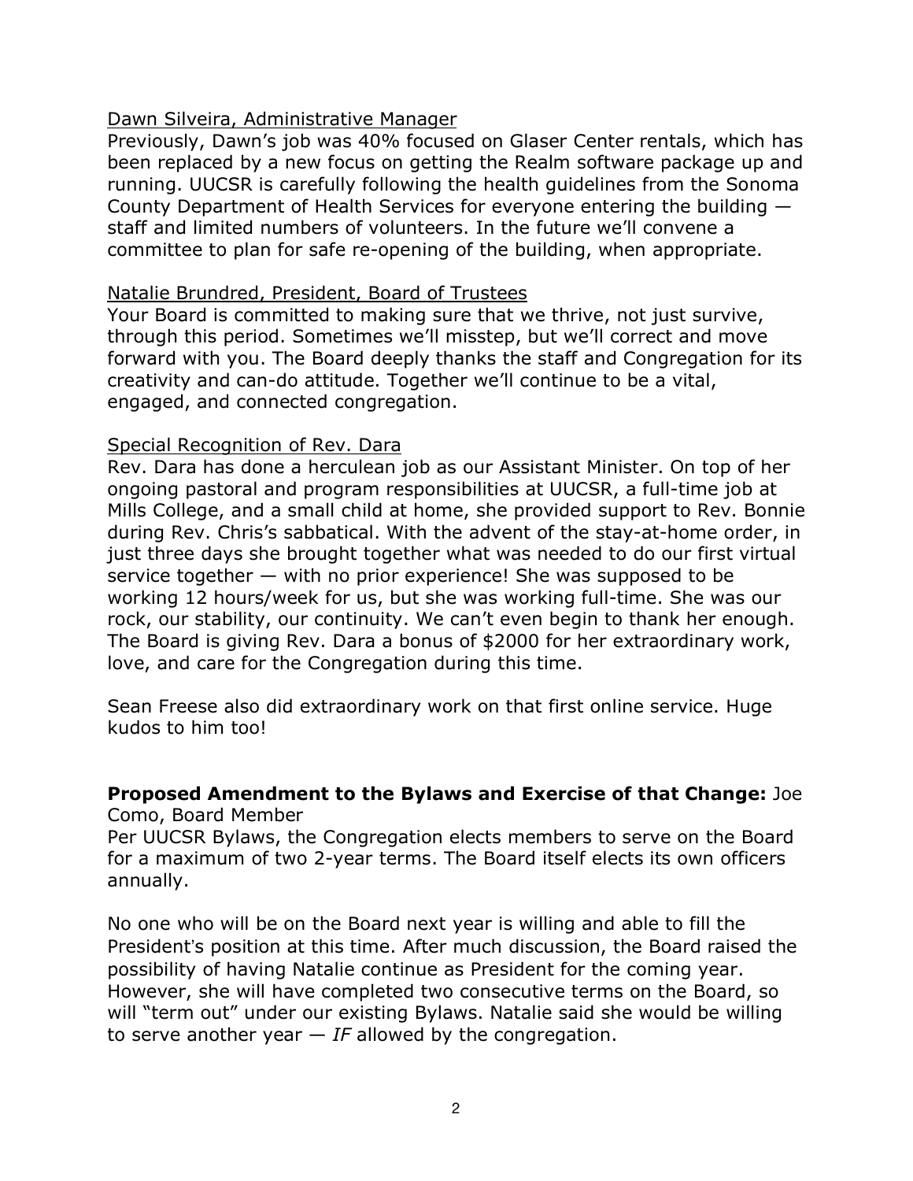<u>Dawn Silveira, Administrative Manager</u>

Previously, Dawn's job was 40% focused on Glaser Center rentals, which has been replaced by a new focus on getting the Realm software package up and running. UUCSR is carefully following the health guidelines from the Sonoma County Department of Health Services for everyone entering the building — staff and limited numbers of volunteers. In the future we'll convene a committee to plan for safe re-opening of the building, when appropriate.

<u>Natalie Brundred, President, Board of Trustees</u>

Your Board is committed to making sure that we thrive, not just survive, through this period. Sometimes we'll misstep, but we'll correct and move forward with you. The Board deeply thanks the staff and Congregation for its creativity and can-do attitude. Together we'll continue to be a vital, engaged, and connected congregation.

<u>Special Recognition of Rev. Dara</u>

Rev. Dara has done a herculean job as our Assistant Minister. On top of her ongoing pastoral and program responsibilities at UUCSR, a full-time job at Mills College, and a small child at home, she provided support to Rev. Bonnie during Rev. Chris's sabbatical. With the advent of the stay-at-home order, in just three days she brought together what was needed to do our first virtual service together — with no prior experience! She was supposed to be working 12 hours/week for us, but she was working full-time. She was our rock, our stability, our continuity. We can't even begin to thank her enough. The Board is giving Rev. Dara a bonus of $2000 for her extraordinary work, love, and care for the Congregation during this time.

Sean Freese also did extraordinary work on that first online service. Huge kudos to him too!

**Proposed Amendment to the Bylaws and Exercise of that Change:** Joe Como, Board Member

Per UUCSR Bylaws, the Congregation elects members to serve on the Board for a maximum of two 2-year terms. The Board itself elects its own officers annually.

No one who will be on the Board next year is willing and able to fill the President's position at this time. After much discussion, the Board raised the possibility of having Natalie continue as President for the coming year. However, she will have completed two consecutive terms on the Board, so will "term out" under our existing Bylaws. Natalie said she would be willing to serve another year — *IF* allowed by the congregation.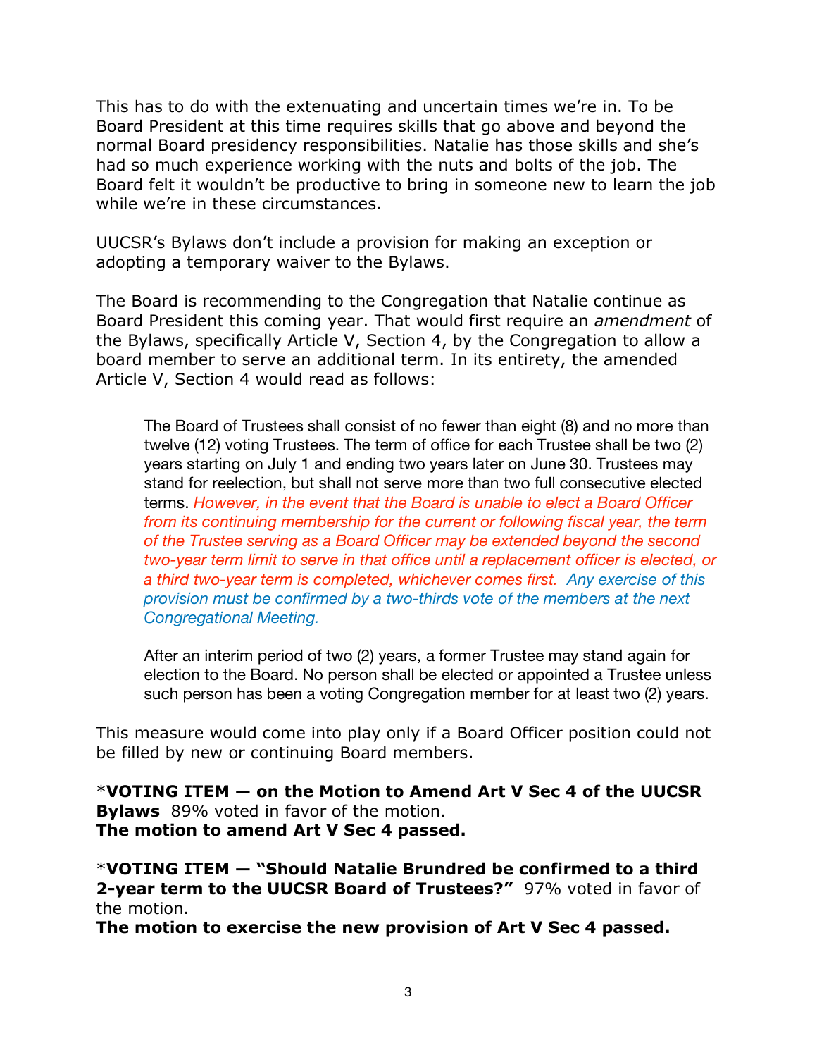This has to do with the extenuating and uncertain times we're in. To be Board President at this time requires skills that go above and beyond the normal Board presidency responsibilities. Natalie has those skills and she's had so much experience working with the nuts and bolts of the job. The Board felt it wouldn't be productive to bring in someone new to learn the job while we're in these circumstances.

UUCSR's Bylaws don't include a provision for making an exception or adopting a temporary waiver to the Bylaws.

The Board is recommending to the Congregation that Natalie continue as Board President this coming year. That would first require an *amendment* of the Bylaws, specifically Article V, Section 4, by the Congregation to allow a board member to serve an additional term. In its entirety, the amended Article V, Section 4 would read as follows:

> The Board of Trustees shall consist of no fewer than eight (8) and no more than twelve (12) voting Trustees. The term of office for each Trustee shall be two (2) years starting on July 1 and ending two years later on June 30. Trustees may stand for reelection, but shall not serve more than two full consecutive elected terms. *However, in the event that the Board is unable to elect a Board Officer from its continuing membership for the current or following fiscal year, the term of the Trustee serving as a Board Officer may be extended beyond the second two-year term limit to serve in that office until a replacement officer is elected, or a third two-year term is completed, whichever comes first. Any exercise of this provision must be confirmed by a two-thirds vote of the members at the next Congregational Meeting.*
>
> After an interim period of two (2) years, a former Trustee may stand again for election to the Board. No person shall be elected or appointed a Trustee unless such person has been a voting Congregation member for at least two (2) years.

This measure would come into play only if a Board Officer position could not be filled by new or continuing Board members.

\***VOTING ITEM — on the Motion to Amend Art V Sec 4 of the UUCSR Bylaws** 89% voted in favor of the motion.
**The motion to amend Art V Sec 4 passed.**

\***VOTING ITEM — "Should Natalie Brundred be confirmed to a third 2-year term to the UUCSR Board of Trustees?"** 97% voted in favor of the motion.
**The motion to exercise the new provision of Art V Sec 4 passed.**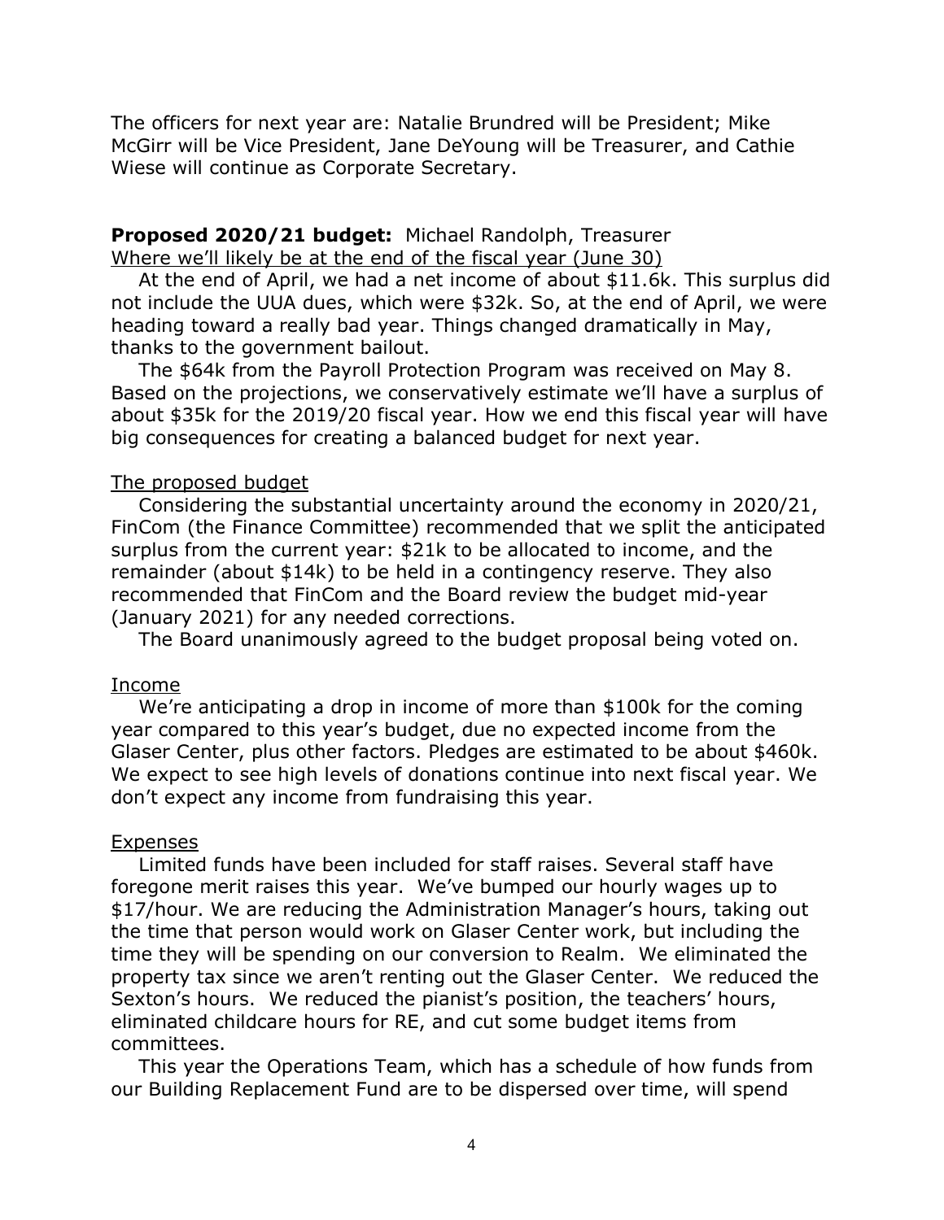The officers for next year are: Natalie Brundred will be President; Mike McGirr will be Vice President, Jane DeYoung will be Treasurer, and Cathie Wiese will continue as Corporate Secretary.

**Proposed 2020/21 budget:** Michael Randolph, Treasurer

Where we'll likely be at the end of the fiscal year (June 30)

At the end of April, we had a net income of about $11.6k. This surplus did not include the UUA dues, which were $32k. So, at the end of April, we were heading toward a really bad year. Things changed dramatically in May, thanks to the government bailout.

The $64k from the Payroll Protection Program was received on May 8. Based on the projections, we conservatively estimate we'll have a surplus of about $35k for the 2019/20 fiscal year. How we end this fiscal year will have big consequences for creating a balanced budget for next year.

The proposed budget

Considering the substantial uncertainty around the economy in 2020/21, FinCom (the Finance Committee) recommended that we split the anticipated surplus from the current year: $21k to be allocated to income, and the remainder (about $14k) to be held in a contingency reserve. They also recommended that FinCom and the Board review the budget mid-year (January 2021) for any needed corrections.

The Board unanimously agreed to the budget proposal being voted on.

Income

We're anticipating a drop in income of more than $100k for the coming year compared to this year's budget, due no expected income from the Glaser Center, plus other factors. Pledges are estimated to be about $460k. We expect to see high levels of donations continue into next fiscal year. We don't expect any income from fundraising this year.

Expenses

Limited funds have been included for staff raises. Several staff have foregone merit raises this year. We've bumped our hourly wages up to $17/hour. We are reducing the Administration Manager's hours, taking out the time that person would work on Glaser Center work, but including the time they will be spending on our conversion to Realm. We eliminated the property tax since we aren't renting out the Glaser Center. We reduced the Sexton's hours. We reduced the pianist's position, the teachers' hours, eliminated childcare hours for RE, and cut some budget items from committees.

This year the Operations Team, which has a schedule of how funds from our Building Replacement Fund are to be dispersed over time, will spend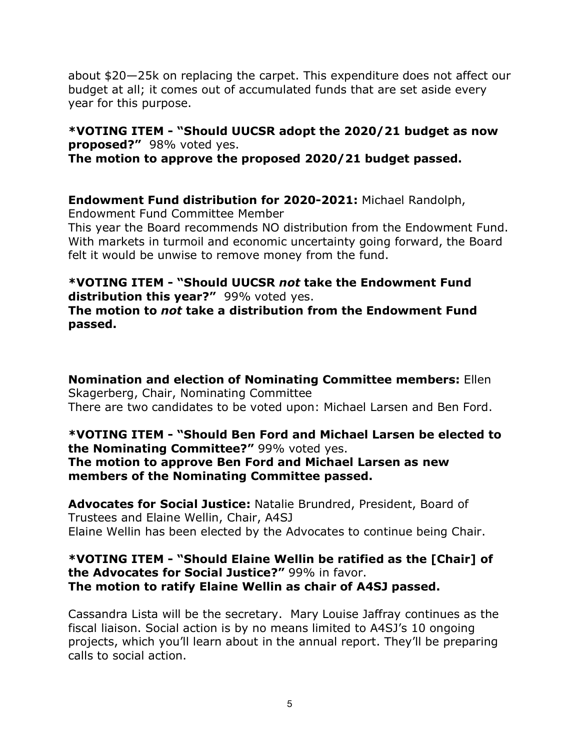about $20—25k on replacing the carpet. This expenditure does not affect our budget at all; it comes out of accumulated funds that are set aside every year for this purpose.

**\*VOTING ITEM - "Should UUCSR adopt the 2020/21 budget as now proposed?"** 98% voted yes.
**The motion to approve the proposed 2020/21 budget passed.**

**Endowment Fund distribution for 2020-2021:** Michael Randolph, Endowment Fund Committee Member
This year the Board recommends NO distribution from the Endowment Fund. With markets in turmoil and economic uncertainty going forward, the Board felt it would be unwise to remove money from the fund.

**\*VOTING ITEM - "Should UUCSR *not* take the Endowment Fund distribution this year?"** 99% voted yes.
**The motion to *not* take a distribution from the Endowment Fund passed.**

**Nomination and election of Nominating Committee members:** Ellen Skagerberg, Chair, Nominating Committee
There are two candidates to be voted upon: Michael Larsen and Ben Ford.

**\*VOTING ITEM - "Should Ben Ford and Michael Larsen be elected to the Nominating Committee?"** 99% voted yes.
**The motion to approve Ben Ford and Michael Larsen as new members of the Nominating Committee passed.**

**Advocates for Social Justice:** Natalie Brundred, President, Board of Trustees and Elaine Wellin, Chair, A4SJ
Elaine Wellin has been elected by the Advocates to continue being Chair.

**\*VOTING ITEM - "Should Elaine Wellin be ratified as the [Chair] of the Advocates for Social Justice?"** 99% in favor.
**The motion to ratify Elaine Wellin as chair of A4SJ passed.**

Cassandra Lista will be the secretary. Mary Louise Jaffray continues as the fiscal liaison. Social action is by no means limited to A4SJ's 10 ongoing projects, which you'll learn about in the annual report. They'll be preparing calls to social action.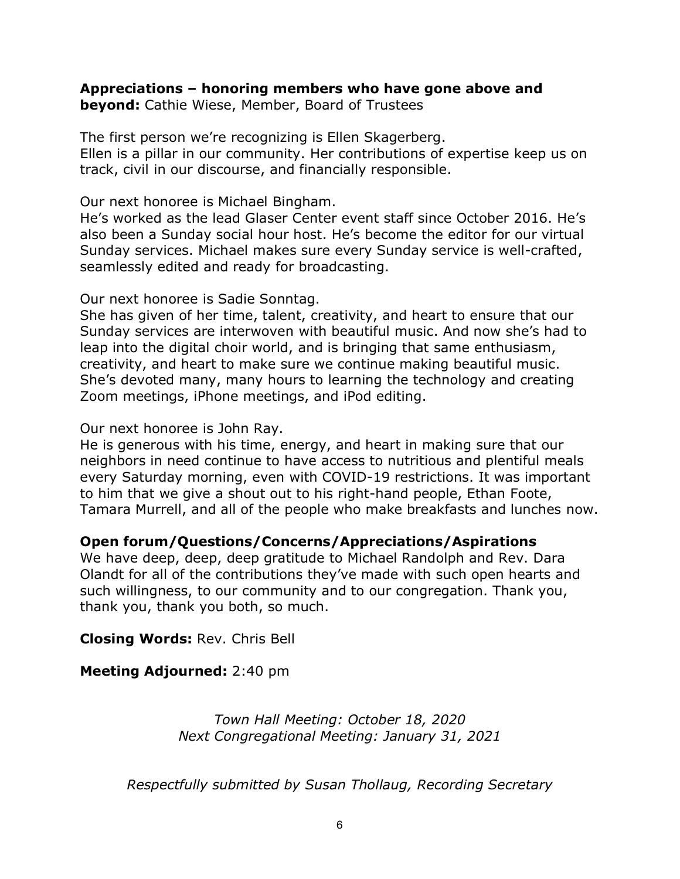**Appreciations – honoring members who have gone above and beyond:** Cathie Wiese, Member, Board of Trustees

The first person we're recognizing is Ellen Skagerberg.
Ellen is a pillar in our community. Her contributions of expertise keep us on track, civil in our discourse, and financially responsible.

Our next honoree is Michael Bingham.
He's worked as the lead Glaser Center event staff since October 2016. He's also been a Sunday social hour host. He's become the editor for our virtual Sunday services. Michael makes sure every Sunday service is well-crafted, seamlessly edited and ready for broadcasting.

Our next honoree is Sadie Sonntag.
She has given of her time, talent, creativity, and heart to ensure that our Sunday services are interwoven with beautiful music. And now she's had to leap into the digital choir world, and is bringing that same enthusiasm, creativity, and heart to make sure we continue making beautiful music. She's devoted many, many hours to learning the technology and creating Zoom meetings, iPhone meetings, and iPod editing.

Our next honoree is John Ray.
He is generous with his time, energy, and heart in making sure that our neighbors in need continue to have access to nutritious and plentiful meals every Saturday morning, even with COVID-19 restrictions. It was important to him that we give a shout out to his right-hand people, Ethan Foote, Tamara Murrell, and all of the people who make breakfasts and lunches now.

**Open forum/Questions/Concerns/Appreciations/Aspirations**
We have deep, deep, deep gratitude to Michael Randolph and Rev. Dara Olandt for all of the contributions they've made with such open hearts and such willingness, to our community and to our congregation. Thank you, thank you, thank you both, so much.

**Closing Words:** Rev. Chris Bell

**Meeting Adjourned:** 2:40 pm

*Town Hall Meeting: October 18, 2020*
*Next Congregational Meeting: January 31, 2021*

*Respectfully submitted by Susan Thollaug, Recording Secretary*